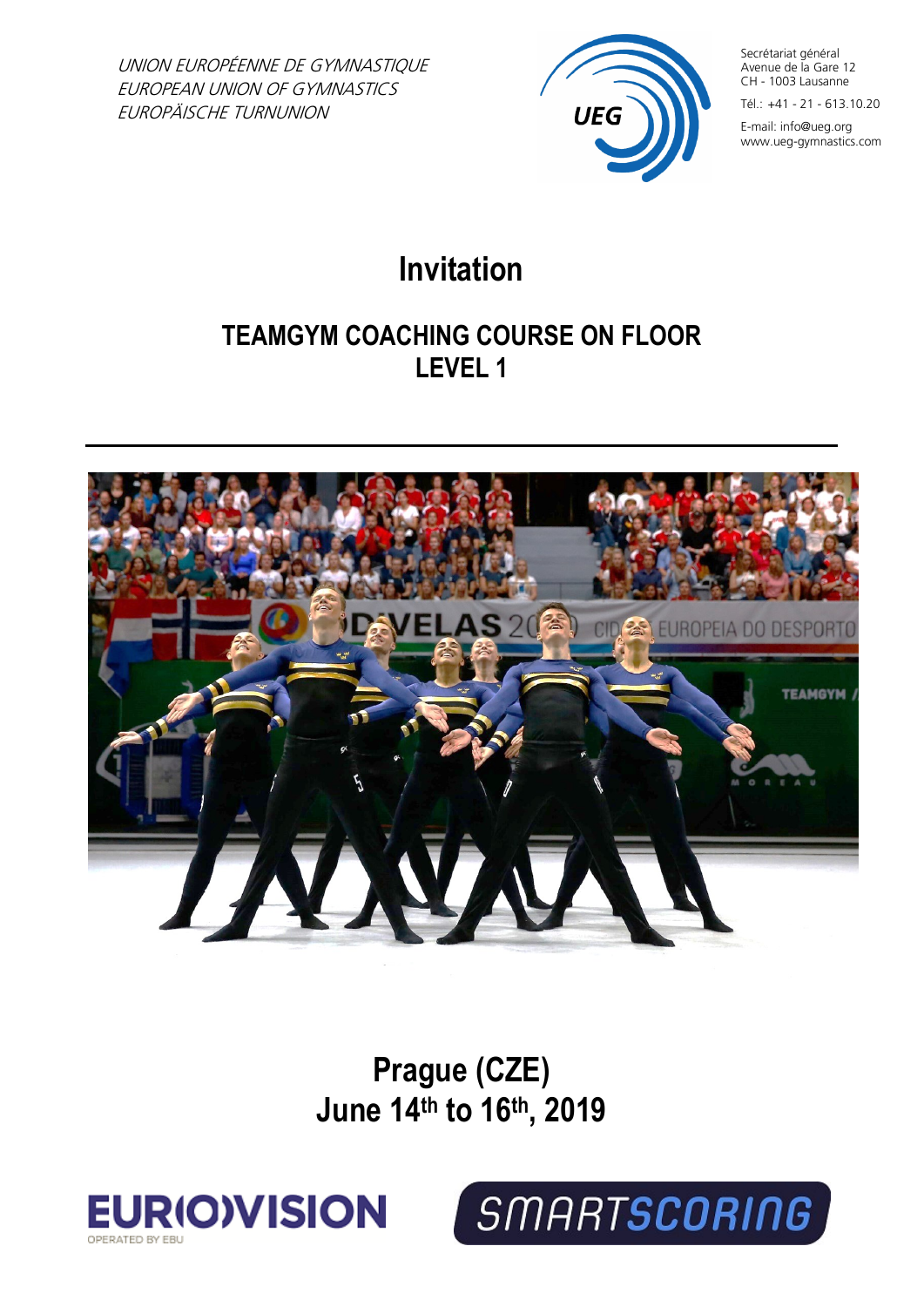UNION EUROPÉENNE DE GYMNASTIQUE
EUROPEAN UNION OF GYMNASTICS
EUROPÄISCHE TURNUNION

Secrétariat général
Avenue de la Gare 12
CH - 1003 Lausanne

Tél.: +41 - 21 - 613.10.20

E-mail: info@ueg.org
www.ueg-gymnastics.com

# Invitation

## TEAMGYM COACHING COURSE ON FLOOR
## LEVEL 1

---

## Prague (CZE)
## June 14th to 16th, 2019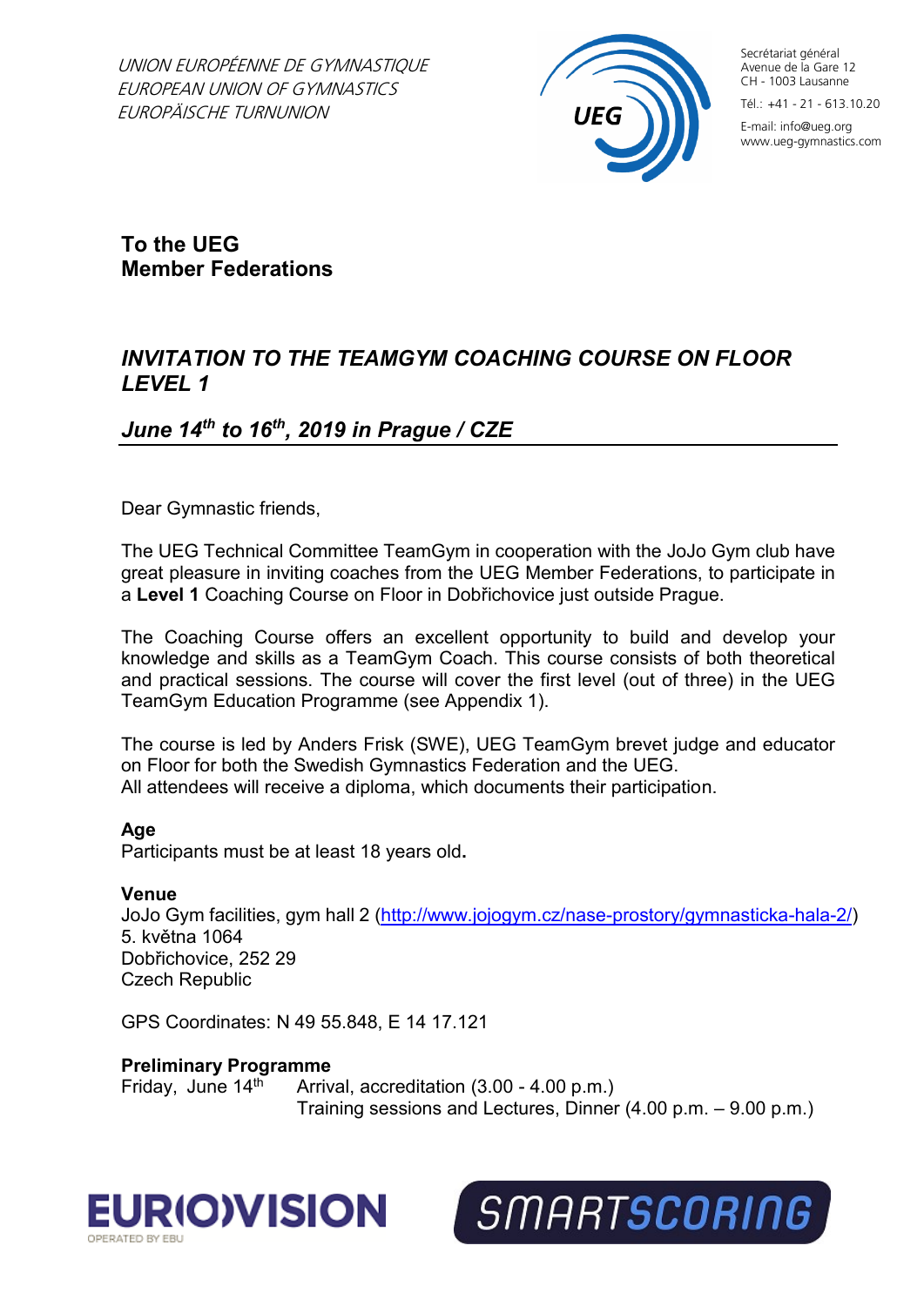UNION EUROPÉENNE DE GYMNASTIQUE
EUROPEAN UNION OF GYMNASTICS
EUROPÄISCHE TURNUNION

Secrétariat général
Avenue de la Gare 12
CH - 1003 Lausanne

Tél.: +41 - 21 - 613.10.20

E-mail: info@ueg.org
www.ueg-gymnastics.com

**To the UEG**
**Member Federations**

## *INVITATION TO THE TEAMGYM COACHING COURSE ON FLOOR LEVEL 1*

## *June 14th to 16th, 2019 in Prague / CZE*

Dear Gymnastic friends,

The UEG Technical Committee TeamGym in cooperation with the JoJo Gym club have great pleasure in inviting coaches from the UEG Member Federations, to participate in a **Level 1** Coaching Course on Floor in Dobřichovice just outside Prague.

The Coaching Course offers an excellent opportunity to build and develop your knowledge and skills as a TeamGym Coach. This course consists of both theoretical and practical sessions. The course will cover the first level (out of three) in the UEG TeamGym Education Programme (see Appendix 1).

The course is led by Anders Frisk (SWE), UEG TeamGym brevet judge and educator on Floor for both the Swedish Gymnastics Federation and the UEG.
All attendees will receive a diploma, which documents their participation.

**Age**
Participants must be at least 18 years old**.**

**Venue**
JoJo Gym facilities, gym hall 2 (http://www.jojogym.cz/nase-prostory/gymnasticka-hala-2/)
5. května 1064
Dobřichovice, 252 29
Czech Republic

GPS Coordinates: N 49 55.848, E 14 17.121

**Preliminary Programme**

| | |
|---|---|
| Friday, June 14th | Arrival, accreditation (3.00 - 4.00 p.m.) |
| | Training sessions and Lectures, Dinner (4.00 p.m. – 9.00 p.m.) |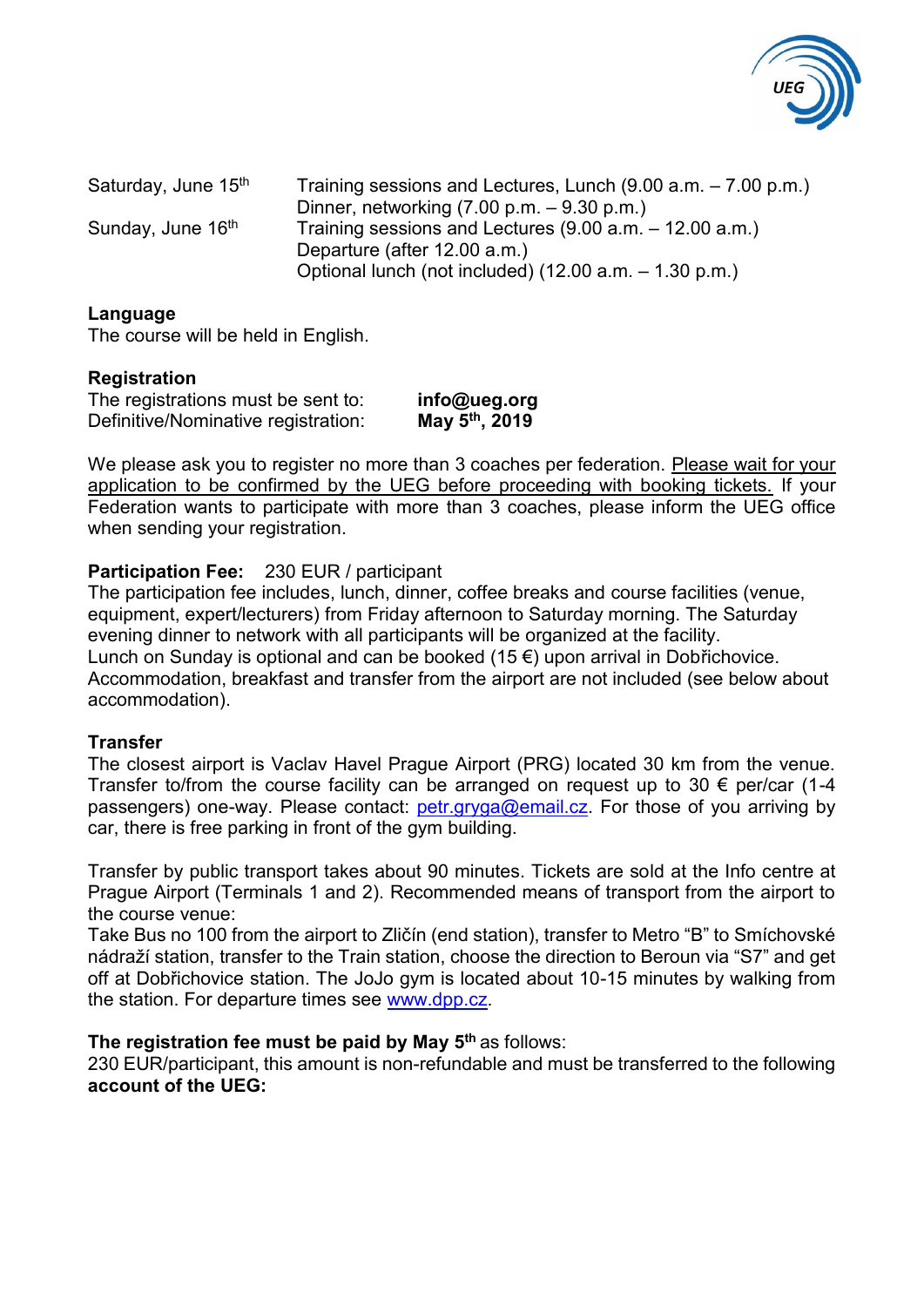| | |
|---|---|
| Saturday, June 15th | Training sessions and Lectures, Lunch (9.00 a.m. – 7.00 p.m.)<br>Dinner, networking (7.00 p.m. – 9.30 p.m.) |
| Sunday, June 16th | Training sessions and Lectures (9.00 a.m. – 12.00 a.m.)<br>Departure (after 12.00 a.m.)<br>Optional lunch (not included) (12.00 a.m. – 1.30 p.m.) |

**Language**
The course will be held in English.

**Registration**

| | |
|---|---|
| The registrations must be sent to: | **info@ueg.org** |
| Definitive/Nominative registration: | **May 5th, 2019** |

We please ask you to register no more than 3 coaches per federation. Please wait for your application to be confirmed by the UEG before proceeding with booking tickets. If your Federation wants to participate with more than 3 coaches, please inform the UEG office when sending your registration.

**Participation Fee:** 230 EUR / participant
The participation fee includes, lunch, dinner, coffee breaks and course facilities (venue, equipment, expert/lecturers) from Friday afternoon to Saturday morning. The Saturday evening dinner to network with all participants will be organized at the facility.
Lunch on Sunday is optional and can be booked (15 €) upon arrival in Dobřichovice.
Accommodation, breakfast and transfer from the airport are not included (see below about accommodation).

**Transfer**
The closest airport is Vaclav Havel Prague Airport (PRG) located 30 km from the venue. Transfer to/from the course facility can be arranged on request up to 30 € per/car (1-4 passengers) one-way. Please contact: petr.gryga@email.cz. For those of you arriving by car, there is free parking in front of the gym building.

Transfer by public transport takes about 90 minutes. Tickets are sold at the Info centre at Prague Airport (Terminals 1 and 2). Recommended means of transport from the airport to the course venue:
Take Bus no 100 from the airport to Zličín (end station), transfer to Metro "B" to Smíchovské nádraží station, transfer to the Train station, choose the direction to Beroun via "S7" and get off at Dobřichovice station. The JoJo gym is located about 10-15 minutes by walking from the station. For departure times see www.dpp.cz.

**The registration fee must be paid by May 5th** as follows:
230 EUR/participant, this amount is non-refundable and must be transferred to the following **account of the UEG:**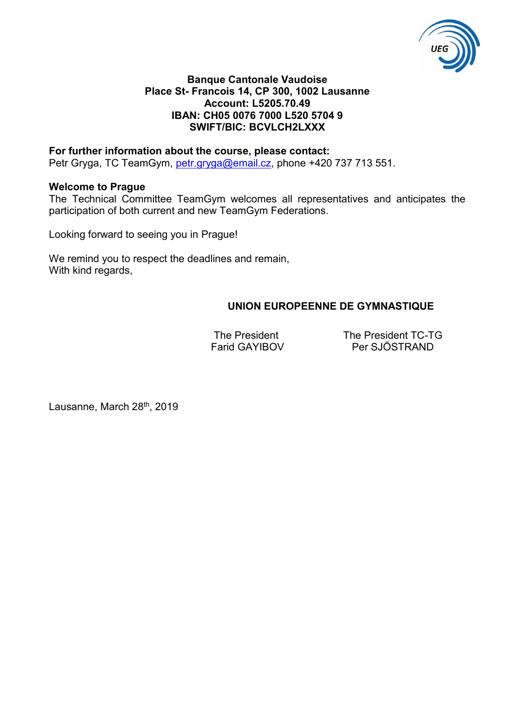**Banque Cantonale Vaudoise**
**Place St- Francois 14, CP 300, 1002 Lausanne**
**Account: L5205.70.49**
**IBAN: CH05 0076 7000 L520 5704 9**
**SWIFT/BIC: BCVLCH2LXXX**

**For further information about the course, please contact:**
Petr Gryga, TC TeamGym, petr.gryga@email.cz, phone +420 737 713 551.

**Welcome to Prague**
The Technical Committee TeamGym welcomes all representatives and anticipates the participation of both current and new TeamGym Federations.

Looking forward to seeing you in Prague!

We remind you to respect the deadlines and remain,
With kind regards,

**UNION EUROPEENNE DE GYMNASTIQUE**

| The President | The President TC-TG |
| --- | --- |
| Farid GAYIBOV | Per SJÖSTRAND |

Lausanne, March 28th, 2019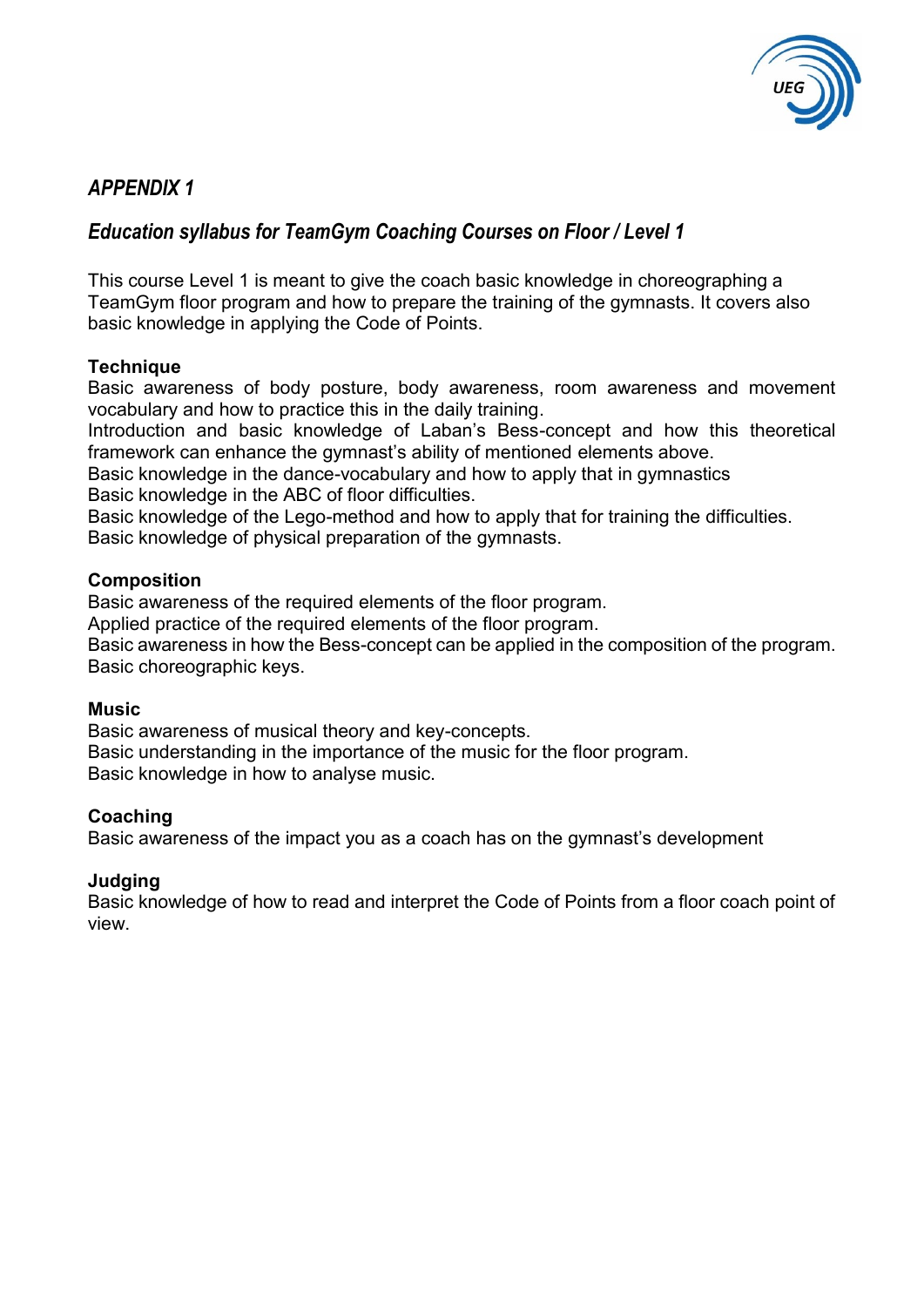## *APPENDIX 1*

### *Education syllabus for TeamGym Coaching Courses on Floor / Level 1*

This course Level 1 is meant to give the coach basic knowledge in choreographing a TeamGym floor program and how to prepare the training of the gymnasts. It covers also basic knowledge in applying the Code of Points.

**Technique**
Basic awareness of body posture, body awareness, room awareness and movement vocabulary and how to practice this in the daily training.
Introduction and basic knowledge of Laban's Bess-concept and how this theoretical framework can enhance the gymnast's ability of mentioned elements above.
Basic knowledge in the dance-vocabulary and how to apply that in gymnastics
Basic knowledge in the ABC of floor difficulties.
Basic knowledge of the Lego-method and how to apply that for training the difficulties.
Basic knowledge of physical preparation of the gymnasts.

**Composition**
Basic awareness of the required elements of the floor program.
Applied practice of the required elements of the floor program.
Basic awareness in how the Bess-concept can be applied in the composition of the program.
Basic choreographic keys.

**Music**
Basic awareness of musical theory and key-concepts.
Basic understanding in the importance of the music for the floor program.
Basic knowledge in how to analyse music.

**Coaching**
Basic awareness of the impact you as a coach has on the gymnast's development

**Judging**
Basic knowledge of how to read and interpret the Code of Points from a floor coach point of view.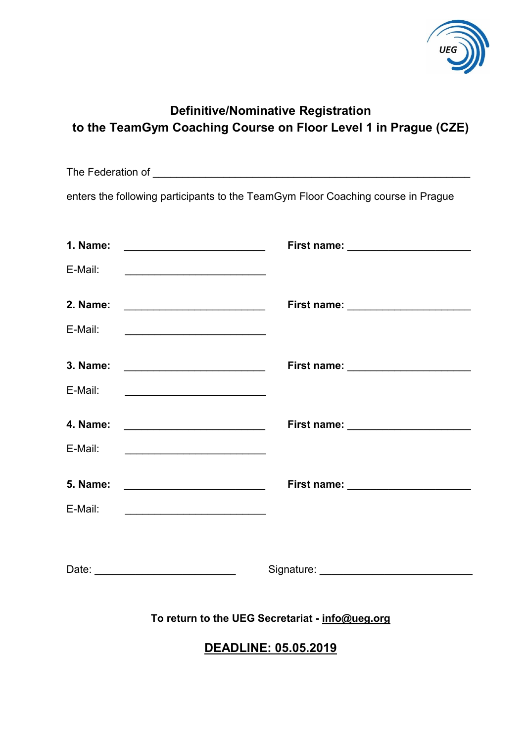## Definitive/Nominative Registration to the TeamGym Coaching Course on Floor Level 1 in Prague (CZE)

The Federation of ________________________________________________________

enters the following participants to the TeamGym Floor Coaching course in Prague

**1. Name:** _________________________ **First name:** _____________________

E-Mail: _________________________

**2. Name:** _________________________ **First name:** _____________________

E-Mail: _________________________

**3. Name:** _________________________ **First name:** _____________________

E-Mail: _________________________

**4. Name:** _________________________ **First name:** _____________________

E-Mail: _________________________

**5. Name:** _________________________ **First name:** _____________________

E-Mail: _________________________

Date: _________________________ Signature: ___________________________

**To return to the UEG Secretariat - info@ueg.org**

**DEADLINE: 05.05.2019**